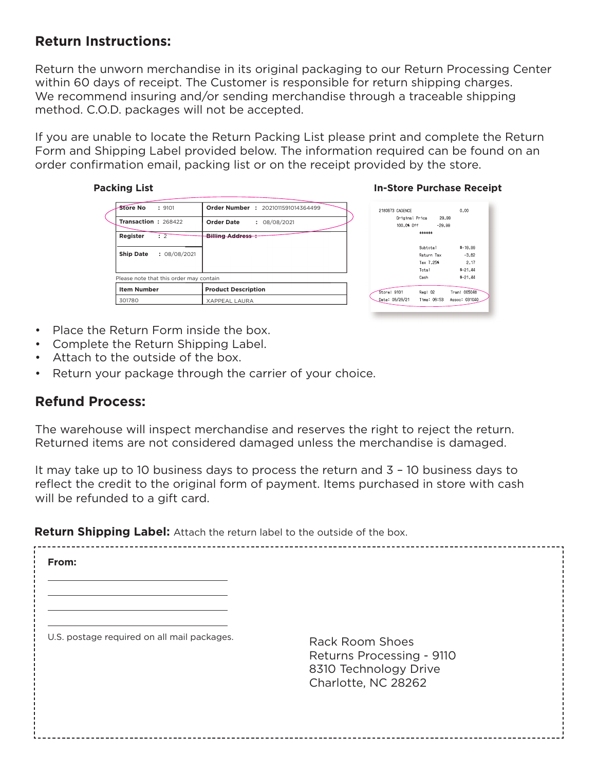## Return Instructions:

Return the unworn merchandise in its original packaging to our Return Processing Center within 60 days of receipt. The Customer is responsible for return shipping charges. We recommend insuring and/or sending merchandise through a traceable shipping method. C.O.D. packages will not be accepted.

If you are unable to locate the Return Packing List please print and complete the Return Form and Shipping Label provided below. The information required can be found on an order confirmation email, packing list or on the receipt provided by the store.

**Packing List**

| | |
|---|---|
| **Store No** : 9101 | **Order Number** : 2021011591014364499 |
| **Transaction** : 268422 | **Order Date** : 08/08/2021 |
| **Register** : 2 | **Billing Address** : |
| **Ship Date** : 08/08/2021 | |

Please note that this order may contain

| Item Number | Product Description |
|---|---|
| 301780 | XAPPEAL LAURA |

**In-Store Purchase Receipt**

```
2180673 CADENCE                      0.00
        Original Price    29.99
        100.0% Off       -29.99
                 ******

                 Subtotal          $-19.99
                 Return Tax          -3.62
                 Tax 7.25%            2.17
                 Total             $-21.44
                 Cash              $-21.44

Store: 9101      Reg: 02       Tran: 005048
Date: 05/25/21   Time: 06:53   Assoc: 031040
```

- Place the Return Form inside the box.
- Complete the Return Shipping Label.
- Attach to the outside of the box.
- Return your package through the carrier of your choice.

## Refund Process:

The warehouse will inspect merchandise and reserves the right to reject the return. Returned items are not considered damaged unless the merchandise is damaged.

It may take up to 10 business days to process the return and 3 – 10 business days to reflect the credit to the original form of payment. Items purchased in store with cash will be refunded to a gift card.

**Return Shipping Label:** Attach the return label to the outside of the box.

**From:**

\_\_\_\_\_\_\_\_\_\_\_\_\_\_\_\_\_\_\_\_\_\_\_\_\_\_\_\_\_\_

\_\_\_\_\_\_\_\_\_\_\_\_\_\_\_\_\_\_\_\_\_\_\_\_\_\_\_\_\_\_

\_\_\_\_\_\_\_\_\_\_\_\_\_\_\_\_\_\_\_\_\_\_\_\_\_\_\_\_\_\_

\_\_\_\_\_\_\_\_\_\_\_\_\_\_\_\_\_\_\_\_\_\_\_\_\_\_\_\_\_\_

U.S. postage required on all mail packages.

Rack Room Shoes
Returns Processing - 9110
8310 Technology Drive
Charlotte, NC 28262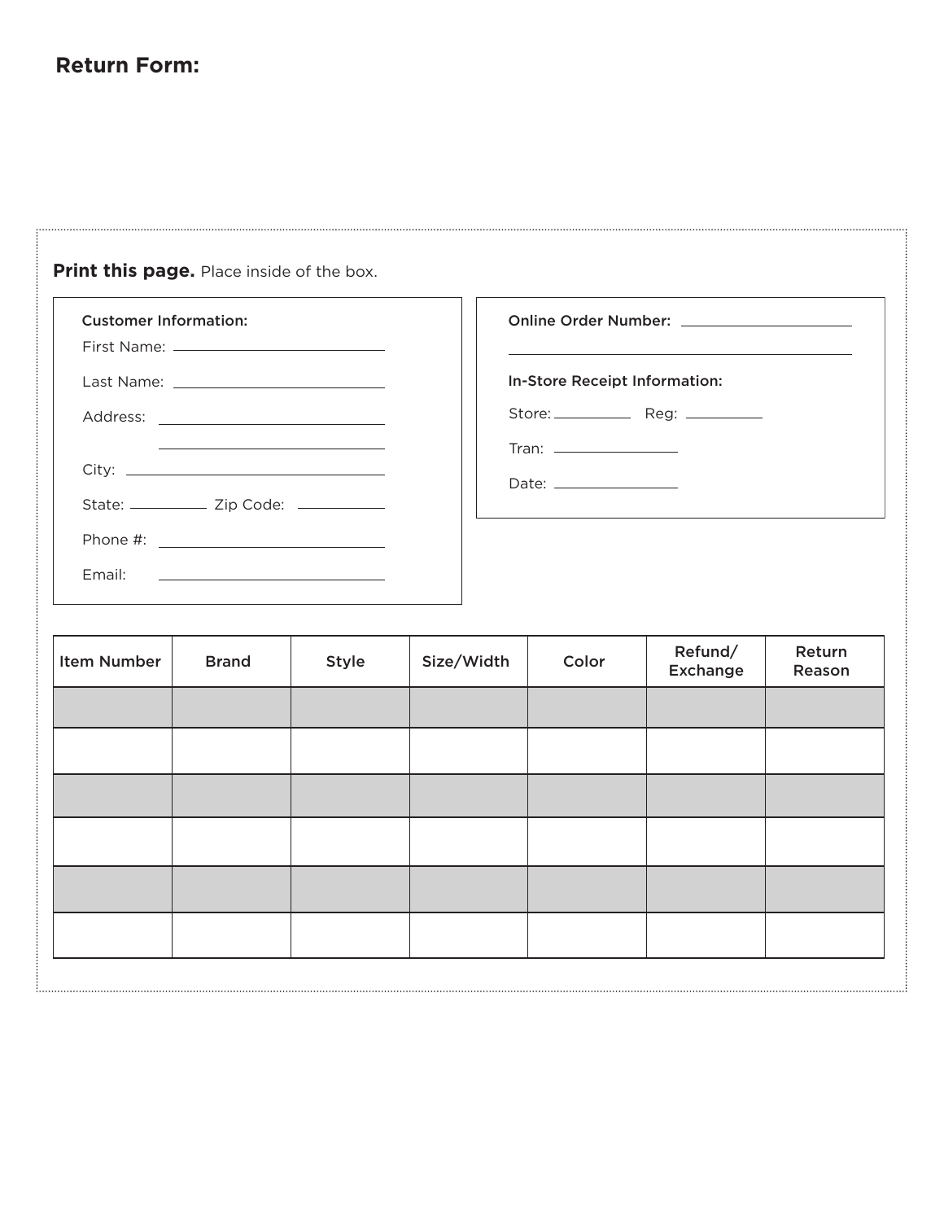## Return Form:

**Print this page.** Place inside of the box.

**Customer Information:**

First Name: ____________________

Last Name: ____________________

Address: ____________________

____________________

City: ____________________

State: __________ Zip Code: __________

Phone #: ____________________

Email: ____________________

**Online Order Number:** ____________________

____________________

**In-Store Receipt Information:**

Store: __________ Reg: __________

Tran: ____________________

Date: ____________________

| Item Number | Brand | Style | Size/Width | Color | Refund/ Exchange | Return Reason |
|---|---|---|---|---|---|---|
| | | | | | | |
| | | | | | | |
| | | | | | | |
| | | | | | | |
| | | | | | | |
| | | | | | | |